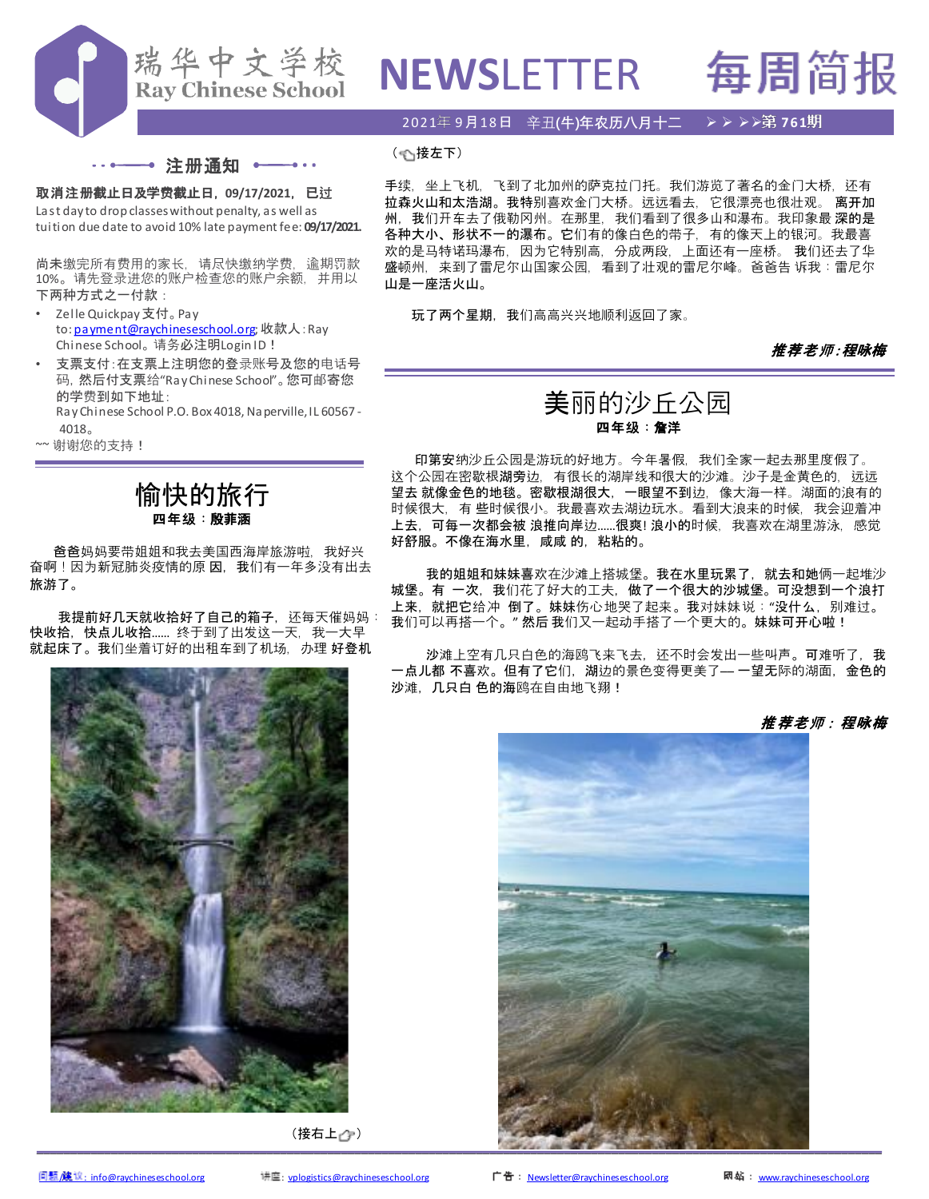# 瑞华中文学校 Ray Chinese School NEWSLETTER 每周简报

2021年 9月18日 辛丑(牛)年农历八月十二 ➤➤➤➤第 761期

## 注册通知

**取消注册截止日及学费截止日，09/17/2021，已过**

Last day to drop classes without penalty, as well as tuition due date to avoid 10% late payment fee: **09/17/2021.**

尚未缴完所有费用的家长，请尽快缴纳学费，逾期罚款10%。请先登录进您的账户检查您的账户余额，并用以下两种方式之一付款：

- Zelle Quickpay 支付。Pay to: payment@raychineseschool.org; 收款人：Ray Chinese School。请务必注明Login ID！
- 支票支付：在支票上注明您的登录账号及您的电话号码，然后付支票给"Ray Chinese School"。您可邮寄您的学费到如下地址：Ray Chinese School P.O. Box 4018, Naperville, IL 60567 - 4018。

~~ 谢谢您的支持！

## 愉快的旅行

**四年级：殷菲涵**

爸爸妈妈要带姐姐和我去美国西海岸旅游啦，我好兴奋啊！因为新冠肺炎疫情的原因，我们有一年多没有出去旅游了。

我提前好几天就收拾好了自己的箱子，还每天催妈妈：快收拾，快点儿收拾…… 终于到了出发这一天，我一大早就起床了。我们坐着订好的出租车到了机场，办理好登机

（接右上）

（接左下）

手续，坐上飞机，飞到了北加州的萨克拉门托。我们游览了著名的金门大桥，还有拉森火山和太浩湖。我特别喜欢金门大桥。远远看去，它很漂亮也很壮观。离开加州，我们开车去了俄勒冈州。在那里，我们看到了很多山和瀑布。我印象最深的是各种大小、形状不一的瀑布。它们有的像白色的带子，有的像天上的银河。我最喜欢的是马特诺玛瀑布，因为它特别高，分成两段，上面还有一座桥。我们还去了华盛顿州，来到了雷尼尔山国家公园，看到了壮观的雷尼尔峰。爸爸告诉我：雷尼尔山是一座活火山。

玩了两个星期，我们高高兴兴地顺利返回了家。

***推荐老师：程咏梅***

## 美丽的沙丘公园

**四年级：詹洋**

印第安纳沙丘公园是游玩的好地方。今年暑假，我们全家一起去那里度假了。这个公园在密歇根湖旁边，有很长的湖岸线和很大的沙滩。沙子是金黄色的，远远望去就像金色的地毯。密歇根湖很大，一眼望不到边，像大海一样。湖面的浪有的时候很大，有些时候很小。我最喜欢去湖边玩水。看到大浪来的时候，我会迎着冲上去，可每一次都会被浪推向岸边……很爽！浪小的时候，我喜欢在湖里游泳，感觉好舒服。不像在海水里，咸咸的，粘粘的。

我的姐姐和妹妹喜欢在沙滩上搭城堡。我在水里玩累了，就去和她俩一起堆沙城堡。有一次，我们花了好大的工夫，做了一个很大的沙城堡。可没想到一个浪打上来，就把它给冲倒了。妹妹伤心地哭了起来。我对妹妹说："没什么，别难过。我们可以再搭一个。"然后我们又一起动手搭了一个更大的。妹妹可开心啦！

沙滩上空有几只白色的海鸥飞来飞去，还不时会发出一些叫声。可难听了，我一点儿都不喜欢。但有了它们，湖边的景色变得更美了— 一望无际的湖面，金色的沙滩，几只白色的海鸥在自由地飞翔！

***推荐老师：程咏梅***

问题/建议：info@raychineseschool.org 讲座：vplogistics@raychineseschool.org 广告：Newsletter@raychineseschool.org 网站：www.raychineseschool.org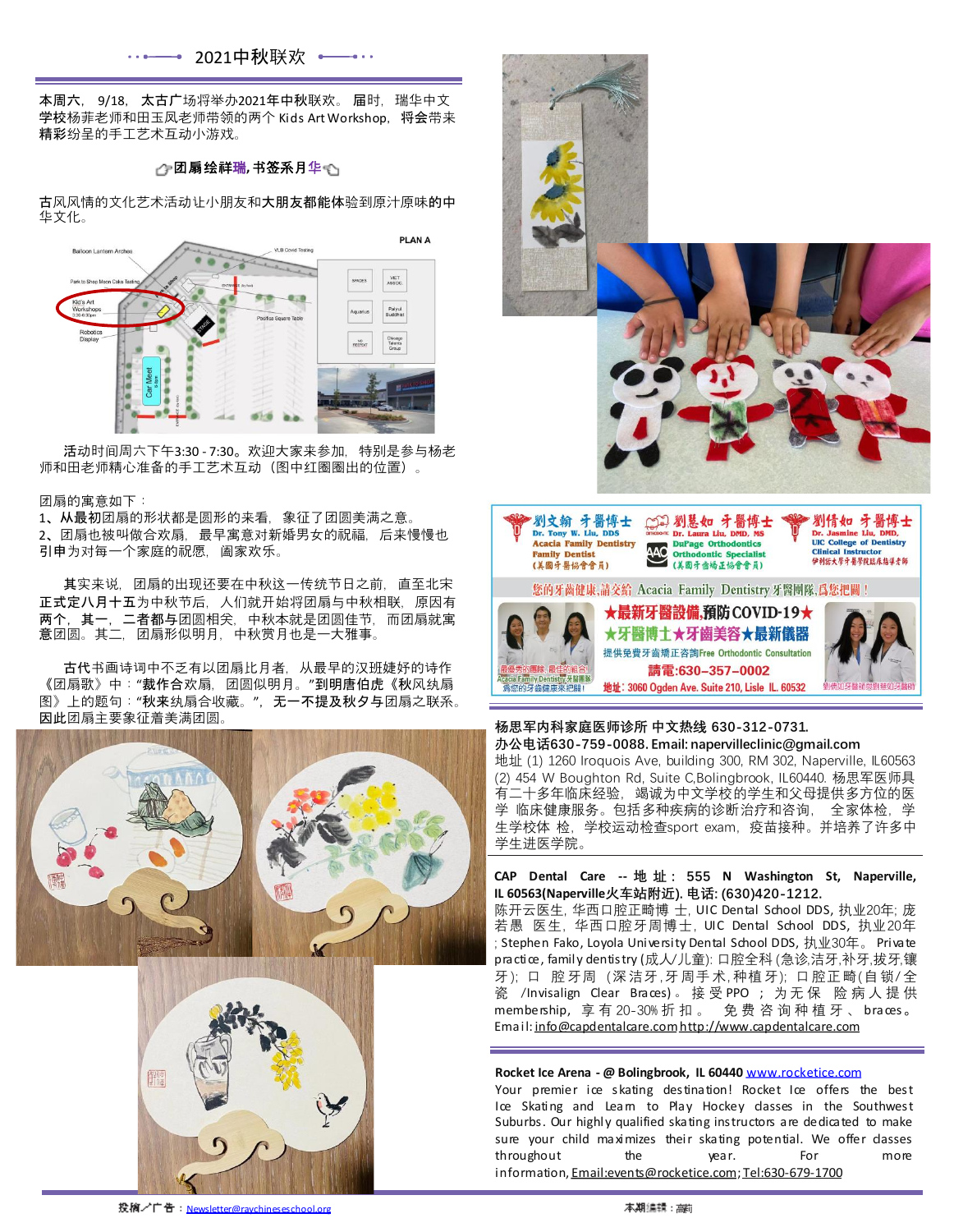## 2021中秋联欢

本周六，9/18，太古广场将举办2021年中秋联欢。届时，瑞华中文学校杨菲老师和田玉凤老师带领的两个 Kids Art Workshop，将会带来精彩纷呈的手工艺术互动小游戏。

### 团扇绘祥瑞, 书签系月华

古风风情的文化艺术活动让小朋友和大朋友都能体验到原汁原味的中华文化。

PLAN A

Balloon Lantern Arches

VLB Covid Testing

Park to Shop Moon Cake Tasting

Kid's Art Workshops 3:30-6:30pm

Robotics Display

Pacifica Square Table

STAGE

Car Meet

活动时间周六下午3:30 - 7:30。欢迎大家来参加，特别是参与杨老师和田老师精心准备的手工艺术互动（图中红圈圈出的位置）。

团扇的寓意如下：

1、从最初团扇的形状都是圆形的来看，象征了团圆美满之意。
2、团扇也被叫做合欢扇，最早寓意对新婚男女的祝福，后来慢慢也引申为对每一个家庭的祝愿，阖家欢乐。

其实来说，团扇的出现还要在中秋这一传统节日之前，直至北宋正式定八月十五为中秋节后，人们就开始将团扇与中秋相联，原因有两个，其一，二者都与团圆相关，中秋本就是团圆佳节，而团扇就寓意团圆。其二，团扇形似明月，中秋赏月也是一大雅事。

古代书画诗词中不乏有以团扇比月者，从最早的汉班婕妤的诗作《团扇歌》中："裁作合欢扇，团团似明月。"到明唐伯虎《秋风纨扇图》上的题句："秋来纨扇合收藏。"，无一不提及秋夕与团扇之联系。因此团扇主要象征着美满团圆。

---

劉文翰 牙醫博士 Dr. Tony W. Liu, DDS Acacia Family Dentistry Family Dentist (美國牙醫協會會員)

劉慧如 牙醫博士 Dr. Laura Liu, DMD, MS DuPage Orthodontics Orthodontic Specialist (美國牙齒矯正協會會員)

劉倩如 牙醫博士 Dr. Jasmine Liu, DMD, UIC College of Dentistry Clinical Instructor 伊利諾大學牙醫學院臨床指導老師

您的牙齒健康,請交給 Acacia Family Dentistry 牙醫團隊,爲您把關！

★最新牙醫設備,預防COVID-19★

★牙醫博士★牙齒美容★最新儀器

提供免費牙齒矯正咨詢Free Orthodontic Consultation

請電:630-357-0002

地址: 3060 Ogden Ave. Suite 210, Lisle IL. 60532

最優秀的團隊 最佳的組合! Acacia Family Dentistry牙醫團隊 爲您的牙齒健康來把關！

劉佛如牙醫師與劉慧如牙醫師

---

**杨思军内科家庭医师诊所 中文热线 630-312-0731.**
**办公电话630-759-0088. Email: napervilleclinic@gmail.com**
地址 (1) 1260 Iroquois Ave, building 300, RM 302, Naperville, IL60563 (2) 454 W Boughton Rd, Suite C,Bolingbrook, IL60440. 杨思军医师具有二十多年临床经验，竭诚为中文学校的学生和父母提供多方位的医学 临床健康服务。包括多种疾病的诊断治疗和咨询，全家体检，学生学校体 检，学校运动检查sport exam，疫苗接种。并培养了许多中学生进医学院。

---

**CAP Dental Care -- 地 址: 555 N Washington St, Naperville, IL 60563(Naperville火车站附近). 电话: (630)420-1212.**
陈开云医生，华西口腔正畸博 士，UIC Dental School DDS，执业20年；庞若愚 医生，华西口腔牙周博士，UIC Dental School DDS，执业20年；Stephen Fako，Loyola University Dental School DDS，执业30年。Private practice，family dentistry (成人/儿童)：口腔全科 (急诊,洁牙,补牙,拔牙,镶牙)；口 腔牙周 (深洁牙,牙周手术,种植牙)；口腔正畸(自锁/全瓷 /Invisalign Clear Braces)。接受PPO；为无保 险病人提供membership，享有20-30%折扣。 免费咨询种植牙、braces。Email: info@capdentalcare.com http://www.capdentalcare.com

---

**Rocket Ice Arena - @ Bolingbrook, IL 60440** www.rocketice.com
Your premier ice skating destination! Rocket Ice offers the best Ice Skating and Learn to Play Hockey classes in the Southwest Suburbs. Our highly qualified skating instructors are dedicated to make sure your child maximizes their skating potential. We offer classes throughout the year. For more information, Email:events@rocketice.com; Tel:630-679-1700

投稿/广告：Newsletter@raychineseschool.org

本期编辑：高莉